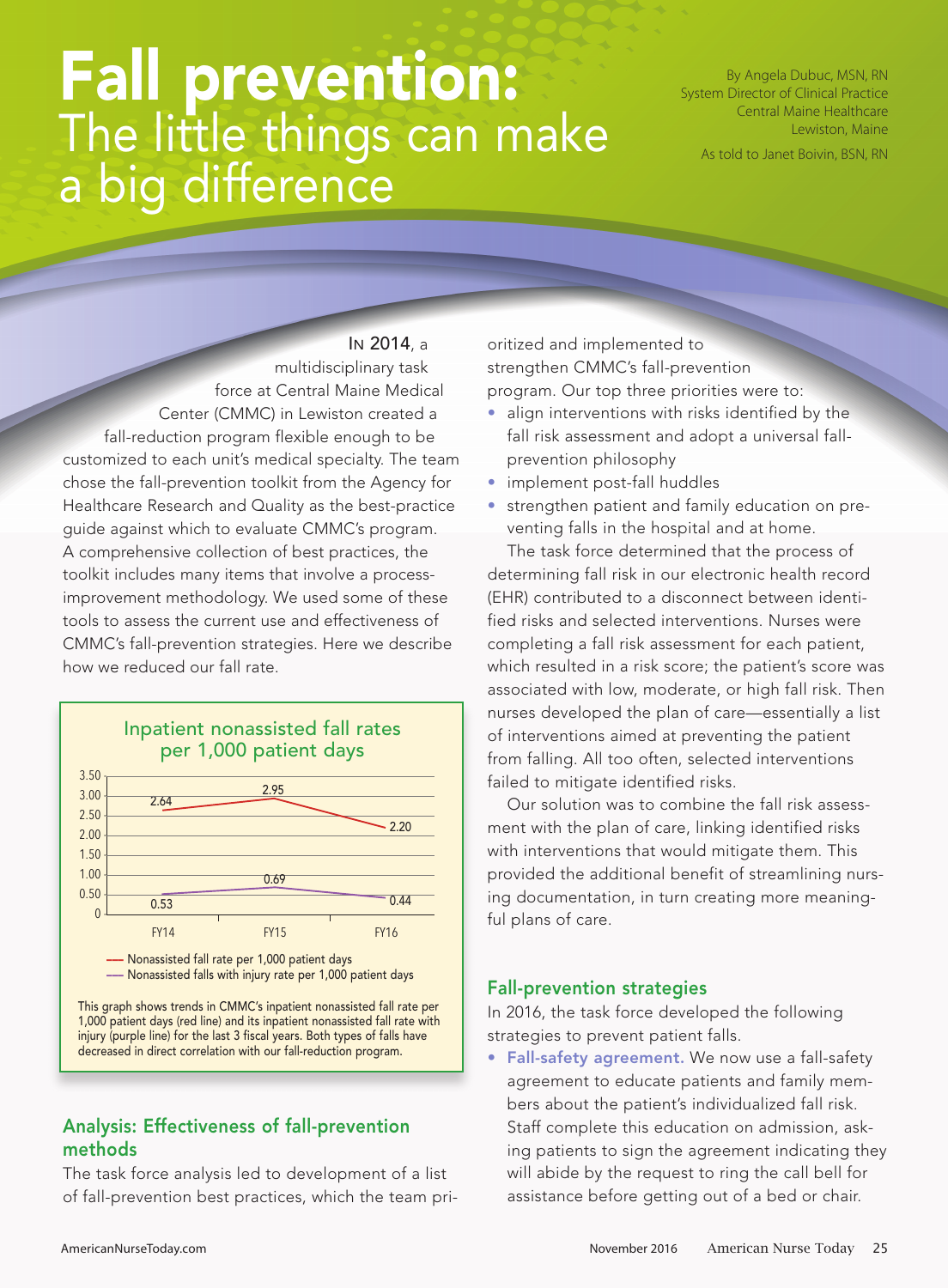# Fall prevention: The little things can make a big difference

By Angela Dubuc, MSN, RN
System Director of Clinical Practice
Central Maine Healthcare
Lewiston, Maine

As told to Janet Boivin, BSN, RN

IN 2014, a multidisciplinary task force at Central Maine Medical Center (CMMC) in Lewiston created a fall-reduction program flexible enough to be customized to each unit's medical specialty. The team chose the fall-prevention toolkit from the Agency for Healthcare Research and Quality as the best-practice guide against which to evaluate CMMC's program. A comprehensive collection of best practices, the toolkit includes many items that involve a process-improvement methodology. We used some of these tools to assess the current use and effectiveness of CMMC's fall-prevention strategies. Here we describe how we reduced our fall rate.

**Inpatient nonassisted fall rates per 1,000 patient days**

| | FY14 | FY15 | FY16 |
|---|---|---|---|
| Nonassisted fall rate per 1,000 patient days | 2.64 | 2.95 | 2.20 |
| Nonassisted falls with injury rate per 1,000 patient days | 0.53 | 0.69 | 0.44 |

This graph shows trends in CMMC's inpatient nonassisted fall rate per 1,000 patient days (red line) and its inpatient nonassisted fall rate with injury (purple line) for the last 3 fiscal years. Both types of falls have decreased in direct correlation with our fall-reduction program.

## Analysis: Effectiveness of fall-prevention methods

The task force analysis led to development of a list of fall-prevention best practices, which the team prioritized and implemented to strengthen CMMC's fall-prevention program. Our top three priorities were to:

- align interventions with risks identified by the fall risk assessment and adopt a universal fall-prevention philosophy
- implement post-fall huddles
- strengthen patient and family education on preventing falls in the hospital and at home.

The task force determined that the process of determining fall risk in our electronic health record (EHR) contributed to a disconnect between identified risks and selected interventions. Nurses were completing a fall risk assessment for each patient, which resulted in a risk score; the patient's score was associated with low, moderate, or high fall risk. Then nurses developed the plan of care—essentially a list of interventions aimed at preventing the patient from falling. All too often, selected interventions failed to mitigate identified risks.

Our solution was to combine the fall risk assessment with the plan of care, linking identified risks with interventions that would mitigate them. This provided the additional benefit of streamlining nursing documentation, in turn creating more meaningful plans of care.

## Fall-prevention strategies

In 2016, the task force developed the following strategies to prevent patient falls.

- **Fall-safety agreement.** We now use a fall-safety agreement to educate patients and family members about the patient's individualized fall risk. Staff complete this education on admission, asking patients to sign the agreement indicating they will abide by the request to ring the call bell for assistance before getting out of a bed or chair.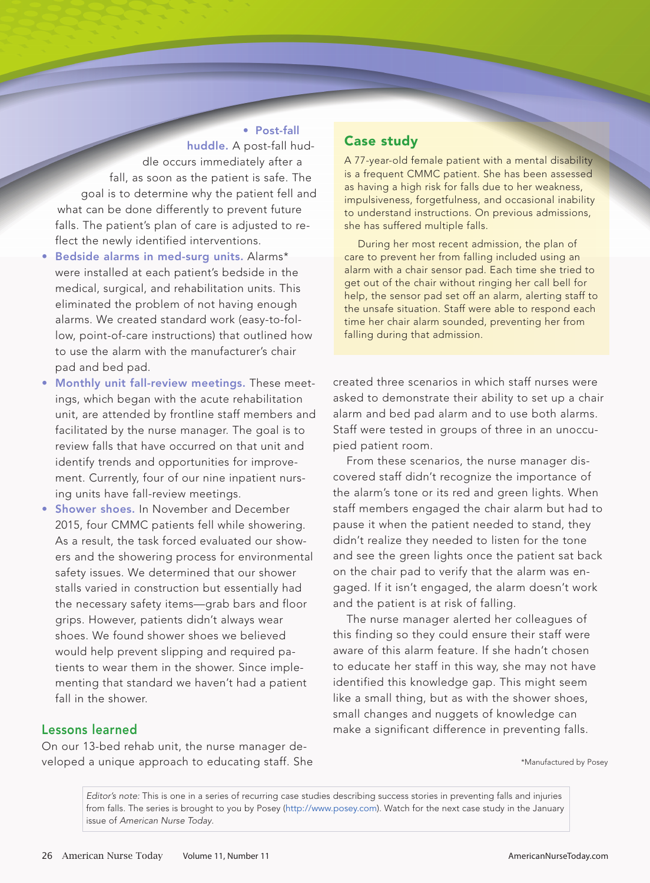- **Post-fall huddle.** A post-fall huddle occurs immediately after a fall, as soon as the patient is safe. The goal is to determine why the patient fell and what can be done differently to prevent future falls. The patient's plan of care is adjusted to reflect the newly identified interventions.
- **Bedside alarms in med-surg units.** Alarms* were installed at each patient's bedside in the medical, surgical, and rehabilitation units. This eliminated the problem of not having enough alarms. We created standard work (easy-to-follow, point-of-care instructions) that outlined how to use the alarm with the manufacturer's chair pad and bed pad.
- **Monthly unit fall-review meetings.** These meetings, which began with the acute rehabilitation unit, are attended by frontline staff members and facilitated by the nurse manager. The goal is to review falls that have occurred on that unit and identify trends and opportunities for improvement. Currently, four of our nine inpatient nursing units have fall-review meetings.
- **Shower shoes.** In November and December 2015, four CMMC patients fell while showering. As a result, the task forced evaluated our showers and the showering process for environmental safety issues. We determined that our shower stalls varied in construction but essentially had the necessary safety items—grab bars and floor grips. However, patients didn't always wear shoes. We found shower shoes we believed would help prevent slipping and required patients to wear them in the shower. Since implementing that standard we haven't had a patient fall in the shower.

## Lessons learned

On our 13-bed rehab unit, the nurse manager developed a unique approach to educating staff. She created three scenarios in which staff nurses were asked to demonstrate their ability to set up a chair alarm and bed pad alarm and to use both alarms. Staff were tested in groups of three in an unoccupied patient room.

From these scenarios, the nurse manager discovered staff didn't recognize the importance of the alarm's tone or its red and green lights. When staff members engaged the chair alarm but had to pause it when the patient needed to stand, they didn't realize they needed to listen for the tone and see the green lights once the patient sat back on the chair pad to verify that the alarm was engaged. If it isn't engaged, the alarm doesn't work and the patient is at risk of falling.

The nurse manager alerted her colleagues of this finding so they could ensure their staff were aware of this alarm feature. If she hadn't chosen to educate her staff in this way, she may not have identified this knowledge gap. This might seem like a small thing, but as with the shower shoes, small changes and nuggets of knowledge can make a significant difference in preventing falls.

## Case study

A 77-year-old female patient with a mental disability is a frequent CMMC patient. She has been assessed as having a high risk for falls due to her weakness, impulsiveness, forgetfulness, and occasional inability to understand instructions. On previous admissions, she has suffered multiple falls.

During her most recent admission, the plan of care to prevent her from falling included using an alarm with a chair sensor pad. Each time she tried to get out of the chair without ringing her call bell for help, the sensor pad set off an alarm, alerting staff to the unsafe situation. Staff were able to respond each time her chair alarm sounded, preventing her from falling during that admission.

*Manufactured by Posey

*Editor's note:* This is one in a series of recurring case studies describing success stories in preventing falls and injuries from falls. The series is brought to you by Posey (http://www.posey.com). Watch for the next case study in the January issue of *American Nurse Today*.